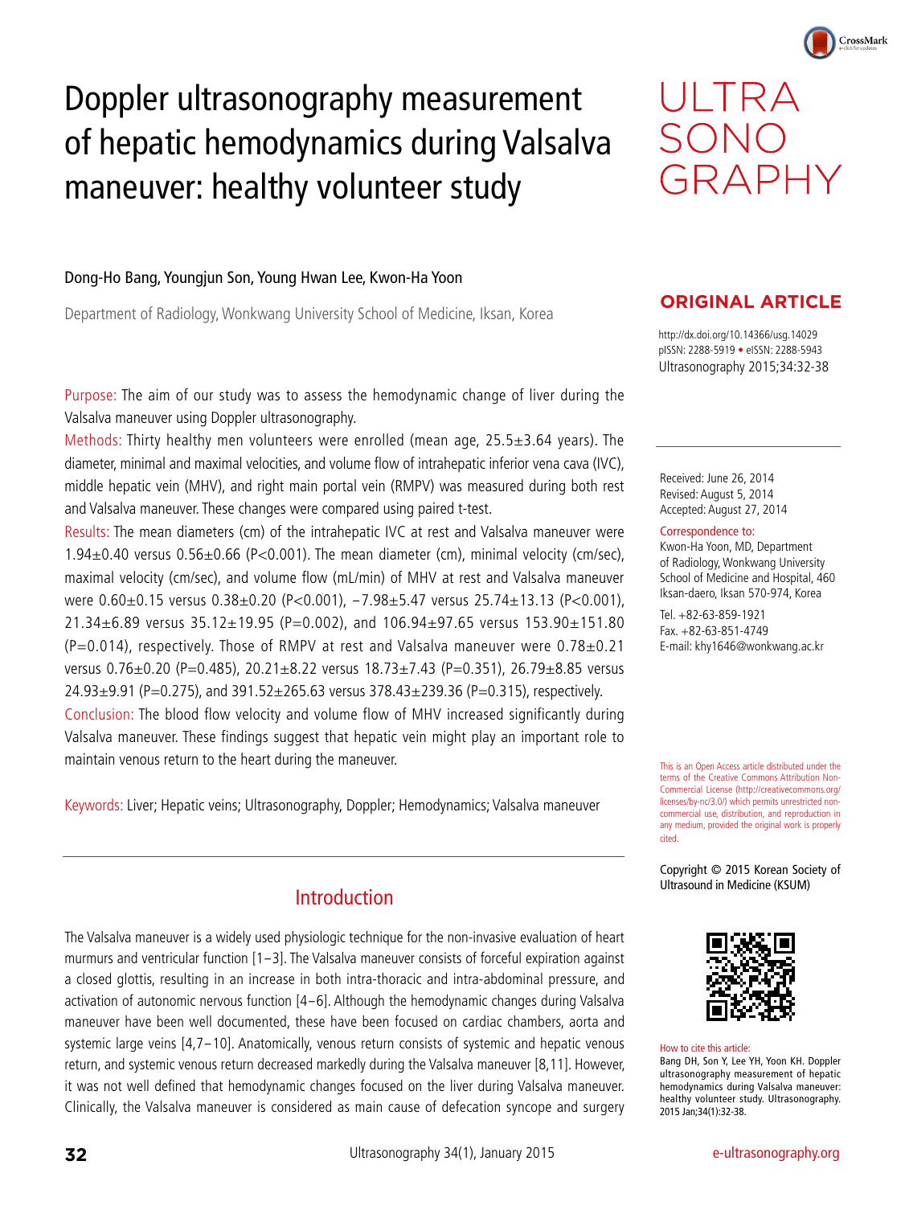# Doppler ultrasonography measurement of hepatic hemodynamics during Valsalva maneuver: healthy volunteer study

Dong-Ho Bang, Youngjun Son, Young Hwan Lee, Kwon-Ha Yoon

Department of Radiology, Wonkwang University School of Medicine, Iksan, Korea

**ORIGINAL ARTICLE**

http://dx.doi.org/10.14366/usg.14029
pISSN: 2288-5919 • eISSN: 2288-5943
Ultrasonography 2015;34:32-38

Received: June 26, 2014
Revised: August 5, 2014
Accepted: August 27, 2014

Correspondence to:
Kwon-Ha Yoon, MD, Department of Radiology, Wonkwang University School of Medicine and Hospital, 460 Iksan-daero, Iksan 570-974, Korea

Tel. +82-63-859-1921
Fax. +82-63-851-4749
E-mail: khy1646@wonkwang.ac.kr

This is an Open Access article distributed under the terms of the Creative Commons Attribution Non-Commercial License (http://creativecommons.org/licenses/by-nc/3.0/) which permits unrestricted non-commercial use, distribution, and reproduction in any medium, provided the original work is properly cited.

Copyright © 2015 Korean Society of Ultrasound in Medicine (KSUM)

How to cite this article:
Bang DH, Son Y, Lee YH, Yoon KH. Doppler ultrasonography measurement of hepatic hemodynamics during Valsalva maneuver: healthy volunteer study. Ultrasonography. 2015 Jan;34(1):32-38.

Purpose: The aim of our study was to assess the hemodynamic change of liver during the Valsalva maneuver using Doppler ultrasonography.

Methods: Thirty healthy men volunteers were enrolled (mean age, 25.5±3.64 years). The diameter, minimal and maximal velocities, and volume flow of intrahepatic inferior vena cava (IVC), middle hepatic vein (MHV), and right main portal vein (RMPV) was measured during both rest and Valsalva maneuver. These changes were compared using paired t-test.

Results: The mean diameters (cm) of the intrahepatic IVC at rest and Valsalva maneuver were 1.94±0.40 versus 0.56±0.66 ($P<0.001$). The mean diameter (cm), minimal velocity (cm/sec), maximal velocity (cm/sec), and volume flow (mL/min) of MHV at rest and Valsalva maneuver were 0.60±0.15 versus 0.38±0.20 ($P<0.001$), −7.98±5.47 versus 25.74±13.13 ($P<0.001$), 21.34±6.89 versus 35.12±19.95 ($P=0.002$), and 106.94±97.65 versus 153.90±151.80 ($P=0.014$), respectively. Those of RMPV at rest and Valsalva maneuver were 0.78±0.21 versus 0.76±0.20 ($P=0.485$), 20.21±8.22 versus 18.73±7.43 ($P=0.351$), 26.79±8.85 versus 24.93±9.91 ($P=0.275$), and 391.52±265.63 versus 378.43±239.36 ($P=0.315$), respectively.

Conclusion: The blood flow velocity and volume flow of MHV increased significantly during Valsalva maneuver. These findings suggest that hepatic vein might play an important role to maintain venous return to the heart during the maneuver.

Keywords: Liver; Hepatic veins; Ultrasonography, Doppler; Hemodynamics; Valsalva maneuver

## Introduction

The Valsalva maneuver is a widely used physiologic technique for the non-invasive evaluation of heart murmurs and ventricular function [1–3]. The Valsalva maneuver consists of forceful expiration against a closed glottis, resulting in an increase in both intra-thoracic and intra-abdominal pressure, and activation of autonomic nervous function [4–6]. Although the hemodynamic changes during Valsalva maneuver have been well documented, these have been focused on cardiac chambers, aorta and systemic large veins [4,7–10]. Anatomically, venous return consists of systemic and hepatic venous return, and systemic venous return decreased markedly during the Valsalva maneuver [8,11]. However, it was not well defined that hemodynamic changes focused on the liver during Valsalva maneuver. Clinically, the Valsalva maneuver is considered as main cause of defecation syncope and surgery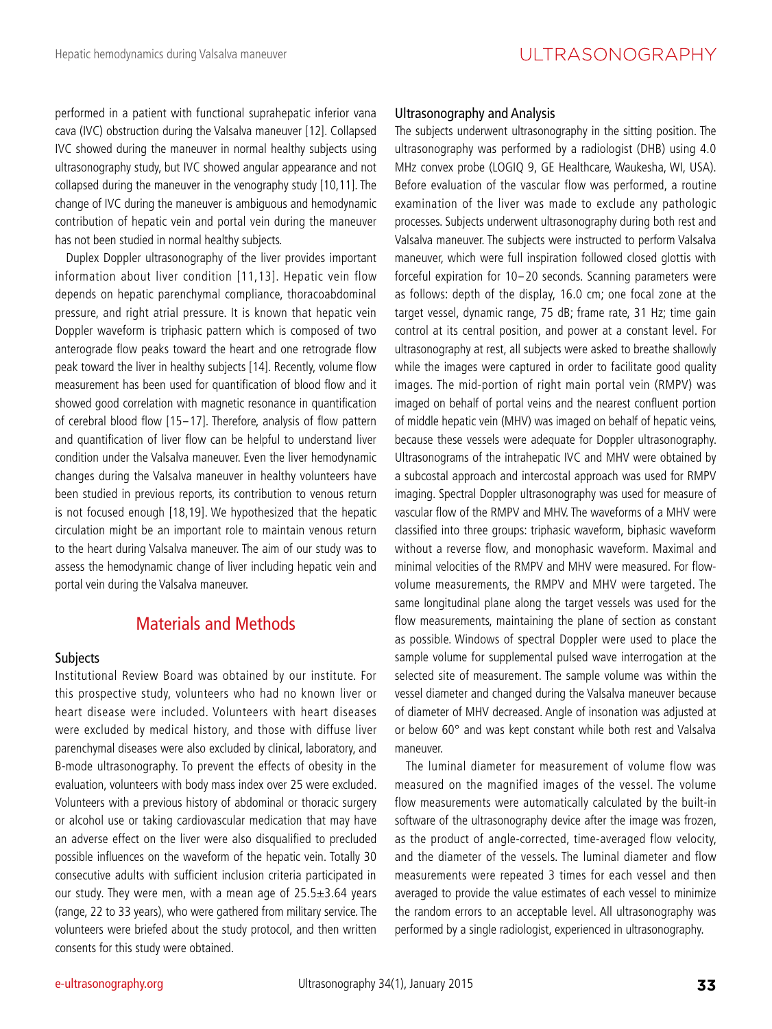performed in a patient with functional suprahepatic inferior vana cava (IVC) obstruction during the Valsalva maneuver [12]. Collapsed IVC showed during the maneuver in normal healthy subjects using ultrasonography study, but IVC showed angular appearance and not collapsed during the maneuver in the venography study [10,11]. The change of IVC during the maneuver is ambiguous and hemodynamic contribution of hepatic vein and portal vein during the maneuver has not been studied in normal healthy subjects.

Duplex Doppler ultrasonography of the liver provides important information about liver condition [11,13]. Hepatic vein flow depends on hepatic parenchymal compliance, thoracoabdominal pressure, and right atrial pressure. It is known that hepatic vein Doppler waveform is triphasic pattern which is composed of two anterograde flow peaks toward the heart and one retrograde flow peak toward the liver in healthy subjects [14]. Recently, volume flow measurement has been used for quantification of blood flow and it showed good correlation with magnetic resonance in quantification of cerebral blood flow [15–17]. Therefore, analysis of flow pattern and quantification of liver flow can be helpful to understand liver condition under the Valsalva maneuver. Even the liver hemodynamic changes during the Valsalva maneuver in healthy volunteers have been studied in previous reports, its contribution to venous return is not focused enough [18,19]. We hypothesized that the hepatic circulation might be an important role to maintain venous return to the heart during Valsalva maneuver. The aim of our study was to assess the hemodynamic change of liver including hepatic vein and portal vein during the Valsalva maneuver.

## Materials and Methods

### Subjects

Institutional Review Board was obtained by our institute. For this prospective study, volunteers who had no known liver or heart disease were included. Volunteers with heart diseases were excluded by medical history, and those with diffuse liver parenchymal diseases were also excluded by clinical, laboratory, and B-mode ultrasonography. To prevent the effects of obesity in the evaluation, volunteers with body mass index over 25 were excluded. Volunteers with a previous history of abdominal or thoracic surgery or alcohol use or taking cardiovascular medication that may have an adverse effect on the liver were also disqualified to precluded possible influences on the waveform of the hepatic vein. Totally 30 consecutive adults with sufficient inclusion criteria participated in our study. They were men, with a mean age of 25.5±3.64 years (range, 22 to 33 years), who were gathered from military service. The volunteers were briefed about the study protocol, and then written consents for this study were obtained.

### Ultrasonography and Analysis

The subjects underwent ultrasonography in the sitting position. The ultrasonography was performed by a radiologist (DHB) using 4.0 MHz convex probe (LOGIQ 9, GE Healthcare, Waukesha, WI, USA). Before evaluation of the vascular flow was performed, a routine examination of the liver was made to exclude any pathologic processes. Subjects underwent ultrasonography during both rest and Valsalva maneuver. The subjects were instructed to perform Valsalva maneuver, which were full inspiration followed closed glottis with forceful expiration for 10–20 seconds. Scanning parameters were as follows: depth of the display, 16.0 cm; one focal zone at the target vessel, dynamic range, 75 dB; frame rate, 31 Hz; time gain control at its central position, and power at a constant level. For ultrasonography at rest, all subjects were asked to breathe shallowly while the images were captured in order to facilitate good quality images. The mid-portion of right main portal vein (RMPV) was imaged on behalf of portal veins and the nearest confluent portion of middle hepatic vein (MHV) was imaged on behalf of hepatic veins, because these vessels were adequate for Doppler ultrasonography. Ultrasonograms of the intrahepatic IVC and MHV were obtained by a subcostal approach and intercostal approach was used for RMPV imaging. Spectral Doppler ultrasonography was used for measure of vascular flow of the RMPV and MHV. The waveforms of a MHV were classified into three groups: triphasic waveform, biphasic waveform without a reverse flow, and monophasic waveform. Maximal and minimal velocities of the RMPV and MHV were measured. For flow-volume measurements, the RMPV and MHV were targeted. The same longitudinal plane along the target vessels was used for the flow measurements, maintaining the plane of section as constant as possible. Windows of spectral Doppler were used to place the sample volume for supplemental pulsed wave interrogation at the selected site of measurement. The sample volume was within the vessel diameter and changed during the Valsalva maneuver because of diameter of MHV decreased. Angle of insonation was adjusted at or below 60° and was kept constant while both rest and Valsalva maneuver.

The luminal diameter for measurement of volume flow was measured on the magnified images of the vessel. The volume flow measurements were automatically calculated by the built-in software of the ultrasonography device after the image was frozen, as the product of angle-corrected, time-averaged flow velocity, and the diameter of the vessels. The luminal diameter and flow measurements were repeated 3 times for each vessel and then averaged to provide the value estimates of each vessel to minimize the random errors to an acceptable level. All ultrasonography was performed by a single radiologist, experienced in ultrasonography.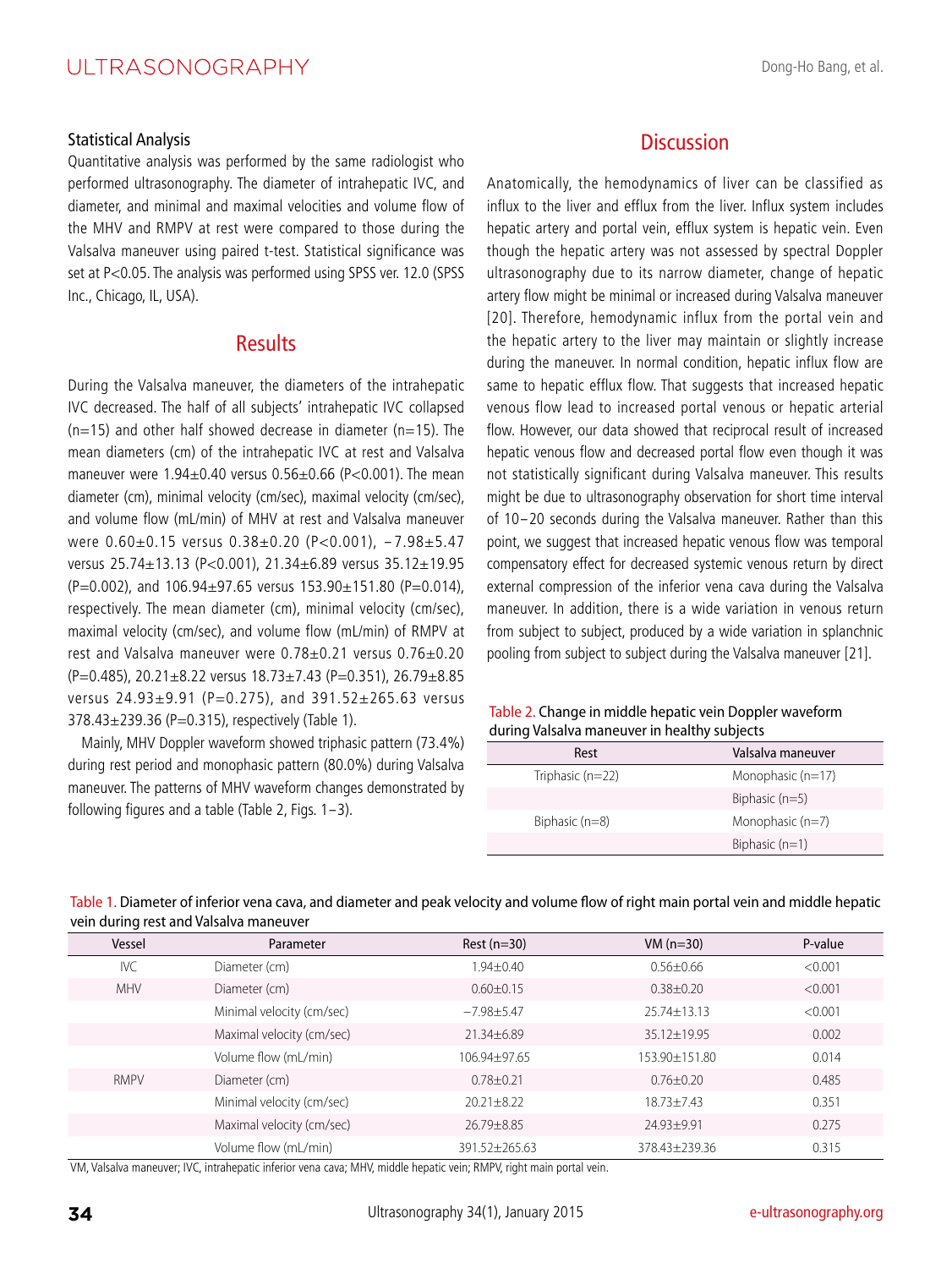### Statistical Analysis

Quantitative analysis was performed by the same radiologist who performed ultrasonography. The diameter of intrahepatic IVC, and diameter, and minimal and maximal velocities and volume flow of the MHV and RMPV at rest were compared to those during the Valsalva maneuver using paired t-test. Statistical significance was set at P<0.05. The analysis was performed using SPSS ver. 12.0 (SPSS Inc., Chicago, IL, USA).

## Results

During the Valsalva maneuver, the diameters of the intrahepatic IVC decreased. The half of all subjects' intrahepatic IVC collapsed (n=15) and other half showed decrease in diameter (n=15). The mean diameters (cm) of the intrahepatic IVC at rest and Valsalva maneuver were 1.94±0.40 versus 0.56±0.66 (P<0.001). The mean diameter (cm), minimal velocity (cm/sec), maximal velocity (cm/sec), and volume flow (mL/min) of MHV at rest and Valsalva maneuver were 0.60±0.15 versus 0.38±0.20 (P<0.001), −7.98±5.47 versus 25.74±13.13 (P<0.001), 21.34±6.89 versus 35.12±19.95 (P=0.002), and 106.94±97.65 versus 153.90±151.80 (P=0.014), respectively. The mean diameter (cm), minimal velocity (cm/sec), maximal velocity (cm/sec), and volume flow (mL/min) of RMPV at rest and Valsalva maneuver were 0.78±0.21 versus 0.76±0.20 (P=0.485), 20.21±8.22 versus 18.73±7.43 (P=0.351), 26.79±8.85 versus 24.93±9.91 (P=0.275), and 391.52±265.63 versus 378.43±239.36 (P=0.315), respectively (Table 1).

Mainly, MHV Doppler waveform showed triphasic pattern (73.4%) during rest period and monophasic pattern (80.0%) during Valsalva maneuver. The patterns of MHV waveform changes demonstrated by following figures and a table (Table 2, Figs. 1−3).

## Discussion

Anatomically, the hemodynamics of liver can be classified as influx to the liver and efflux from the liver. Influx system includes hepatic artery and portal vein, efflux system is hepatic vein. Even though the hepatic artery was not assessed by spectral Doppler ultrasonography due to its narrow diameter, change of hepatic artery flow might be minimal or increased during Valsalva maneuver [20]. Therefore, hemodynamic influx from the portal vein and the hepatic artery to the liver may maintain or slightly increase during the maneuver. In normal condition, hepatic influx flow are same to hepatic efflux flow. That suggests that increased hepatic venous flow lead to increased portal venous or hepatic arterial flow. However, our data showed that reciprocal result of increased hepatic venous flow and decreased portal flow even though it was not statistically significant during Valsalva maneuver. This results might be due to ultrasonography observation for short time interval of 10−20 seconds during the Valsalva maneuver. Rather than this point, we suggest that increased hepatic venous flow was temporal compensatory effect for decreased systemic venous return by direct external compression of the inferior vena cava during the Valsalva maneuver. In addition, there is a wide variation in venous return from subject to subject, produced by a wide variation in splanchnic pooling from subject to subject during the Valsalva maneuver [21].

Table 2. Change in middle hepatic vein Doppler waveform during Valsalva maneuver in healthy subjects

| Rest | Valsalva maneuver |
|---|---|
| Triphasic (n=22) | Monophasic (n=17) |
| | Biphasic (n=5) |
| Biphasic (n=8) | Monophasic (n=7) |
| | Biphasic (n=1) |

Table 1. Diameter of inferior vena cava, and diameter and peak velocity and volume flow of right main portal vein and middle hepatic vein during rest and Valsalva maneuver

| Vessel | Parameter | Rest (n=30) | VM (n=30) | P-value |
|---|---|---|---|---|
| IVC | Diameter (cm) | 1.94±0.40 | 0.56±0.66 | <0.001 |
| MHV | Diameter (cm) | 0.60±0.15 | 0.38±0.20 | <0.001 |
| | Minimal velocity (cm/sec) | −7.98±5.47 | 25.74±13.13 | <0.001 |
| | Maximal velocity (cm/sec) | 21.34±6.89 | 35.12±19.95 | 0.002 |
| | Volume flow (mL/min) | 106.94±97.65 | 153.90±151.80 | 0.014 |
| RMPV | Diameter (cm) | 0.78±0.21 | 0.76±0.20 | 0.485 |
| | Minimal velocity (cm/sec) | 20.21±8.22 | 18.73±7.43 | 0.351 |
| | Maximal velocity (cm/sec) | 26.79±8.85 | 24.93±9.91 | 0.275 |
| | Volume flow (mL/min) | 391.52±265.63 | 378.43±239.36 | 0.315 |

VM, Valsalva maneuver; IVC, intrahepatic inferior vena cava; MHV, middle hepatic vein; RMPV, right main portal vein.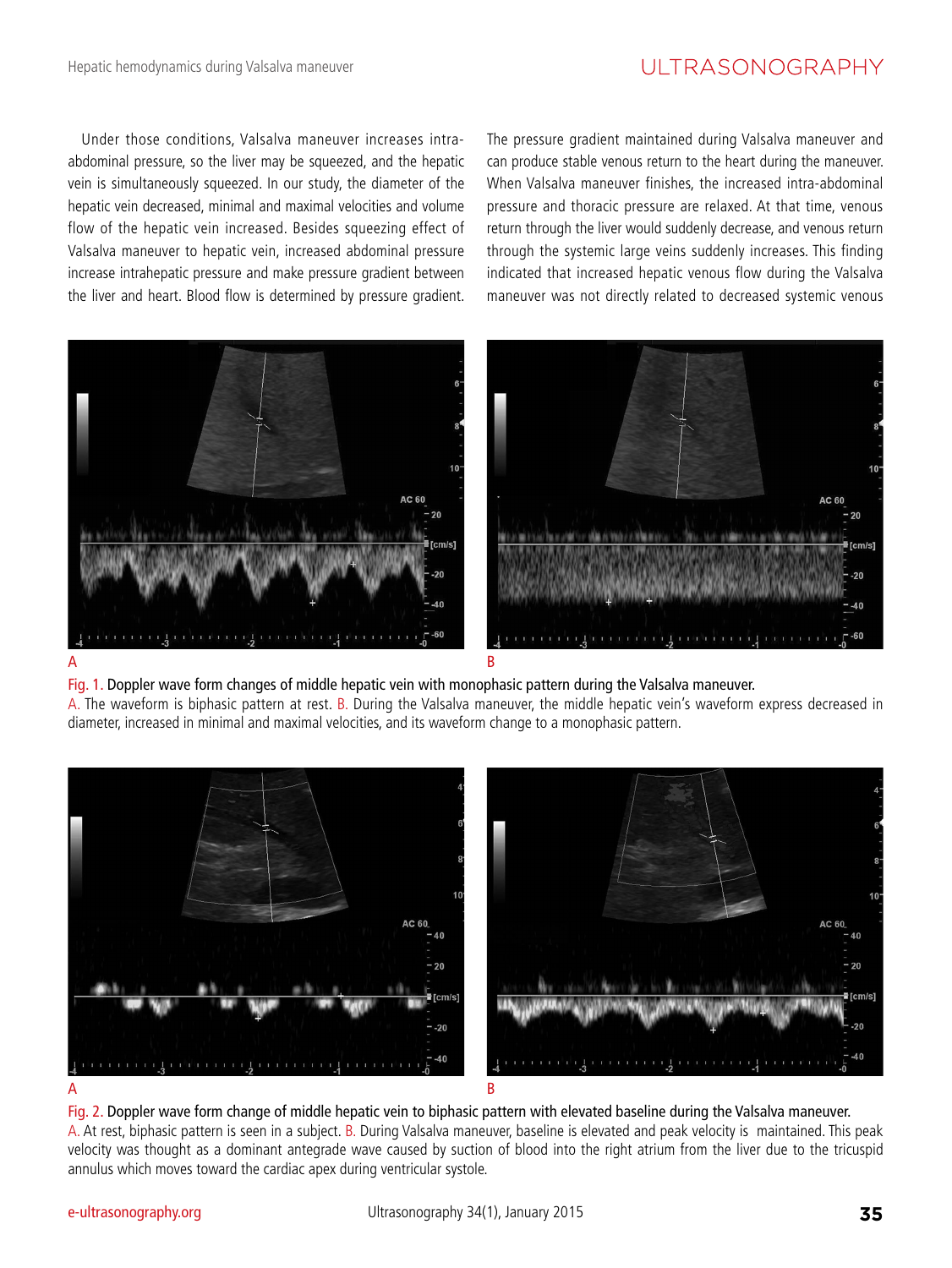Under those conditions, Valsalva maneuver increases intra-abdominal pressure, so the liver may be squeezed, and the hepatic vein is simultaneously squeezed. In our study, the diameter of the hepatic vein decreased, minimal and maximal velocities and volume flow of the hepatic vein increased. Besides squeezing effect of Valsalva maneuver to hepatic vein, increased abdominal pressure increase intrahepatic pressure and make pressure gradient between the liver and heart. Blood flow is determined by pressure gradient. The pressure gradient maintained during Valsalva maneuver and can produce stable venous return to the heart during the maneuver. When Valsalva maneuver finishes, the increased intra-abdominal pressure and thoracic pressure are relaxed. At that time, venous return through the liver would suddenly decrease, and venous return through the systemic large veins suddenly increases. This finding indicated that increased hepatic venous flow during the Valsalva maneuver was not directly related to decreased systemic venous

Fig. 1. Doppler wave form changes of middle hepatic vein with monophasic pattern during the Valsalva maneuver.
A. The waveform is biphasic pattern at rest. B. During the Valsalva maneuver, the middle hepatic vein's waveform express decreased in diameter, increased in minimal and maximal velocities, and its waveform change to a monophasic pattern.

Fig. 2. Doppler wave form change of middle hepatic vein to biphasic pattern with elevated baseline during the Valsalva maneuver.
A. At rest, biphasic pattern is seen in a subject. B. During Valsalva maneuver, baseline is elevated and peak velocity is maintained. This peak velocity was thought as a dominant antegrade wave caused by suction of blood into the right atrium from the liver due to the tricuspid annulus which moves toward the cardiac apex during ventricular systole.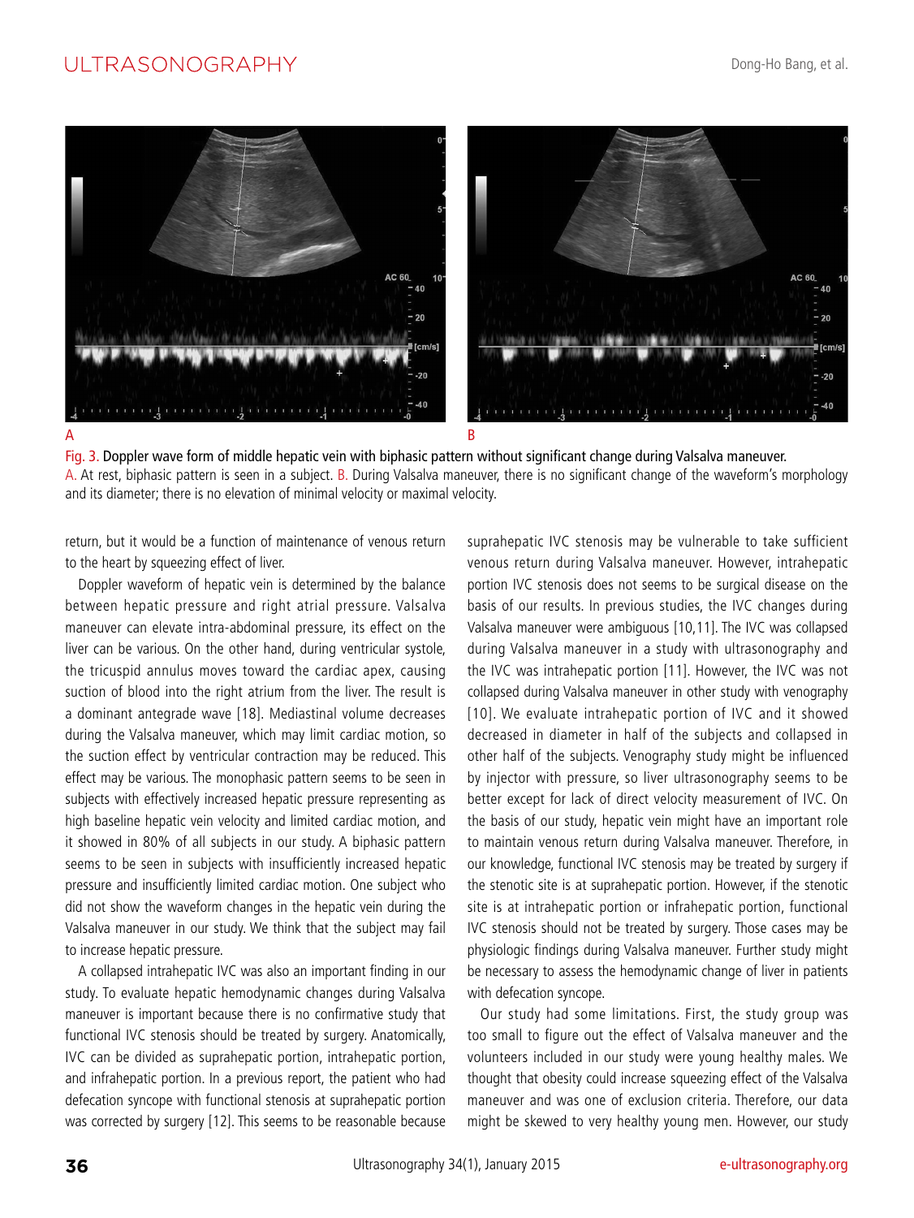Fig. 3. Doppler wave form of middle hepatic vein with biphasic pattern without significant change during Valsalva maneuver.
A. At rest, biphasic pattern is seen in a subject. B. During Valsalva maneuver, there is no significant change of the waveform's morphology and its diameter; there is no elevation of minimal velocity or maximal velocity.

return, but it would be a function of maintenance of venous return to the heart by squeezing effect of liver.

Doppler waveform of hepatic vein is determined by the balance between hepatic pressure and right atrial pressure. Valsalva maneuver can elevate intra-abdominal pressure, its effect on the liver can be various. On the other hand, during ventricular systole, the tricuspid annulus moves toward the cardiac apex, causing suction of blood into the right atrium from the liver. The result is a dominant antegrade wave [18]. Mediastinal volume decreases during the Valsalva maneuver, which may limit cardiac motion, so the suction effect by ventricular contraction may be reduced. This effect may be various. The monophasic pattern seems to be seen in subjects with effectively increased hepatic pressure representing as high baseline hepatic vein velocity and limited cardiac motion, and it showed in 80% of all subjects in our study. A biphasic pattern seems to be seen in subjects with insufficiently increased hepatic pressure and insufficiently limited cardiac motion. One subject who did not show the waveform changes in the hepatic vein during the Valsalva maneuver in our study. We think that the subject may fail to increase hepatic pressure.

A collapsed intrahepatic IVC was also an important finding in our study. To evaluate hepatic hemodynamic changes during Valsalva maneuver is important because there is no confirmative study that functional IVC stenosis should be treated by surgery. Anatomically, IVC can be divided as suprahepatic portion, intrahepatic portion, and infrahepatic portion. In a previous report, the patient who had defecation syncope with functional stenosis at suprahepatic portion was corrected by surgery [12]. This seems to be reasonable because suprahepatic IVC stenosis may be vulnerable to take sufficient venous return during Valsalva maneuver. However, intrahepatic portion IVC stenosis does not seems to be surgical disease on the basis of our results. In previous studies, the IVC changes during Valsalva maneuver were ambiguous [10,11]. The IVC was collapsed during Valsalva maneuver in a study with ultrasonography and the IVC was intrahepatic portion [11]. However, the IVC was not collapsed during Valsalva maneuver in other study with venography [10]. We evaluate intrahepatic portion of IVC and it showed decreased in diameter in half of the subjects and collapsed in other half of the subjects. Venography study might be influenced by injector with pressure, so liver ultrasonography seems to be better except for lack of direct velocity measurement of IVC. On the basis of our study, hepatic vein might have an important role to maintain venous return during Valsalva maneuver. Therefore, in our knowledge, functional IVC stenosis may be treated by surgery if the stenotic site is at suprahepatic portion. However, if the stenotic site is at intrahepatic portion or infrahepatic portion, functional IVC stenosis should not be treated by surgery. Those cases may be physiologic findings during Valsalva maneuver. Further study might be necessary to assess the hemodynamic change of liver in patients with defecation syncope.

Our study had some limitations. First, the study group was too small to figure out the effect of Valsalva maneuver and the volunteers included in our study were young healthy males. We thought that obesity could increase squeezing effect of the Valsalva maneuver and was one of exclusion criteria. Therefore, our data might be skewed to very healthy young men. However, our study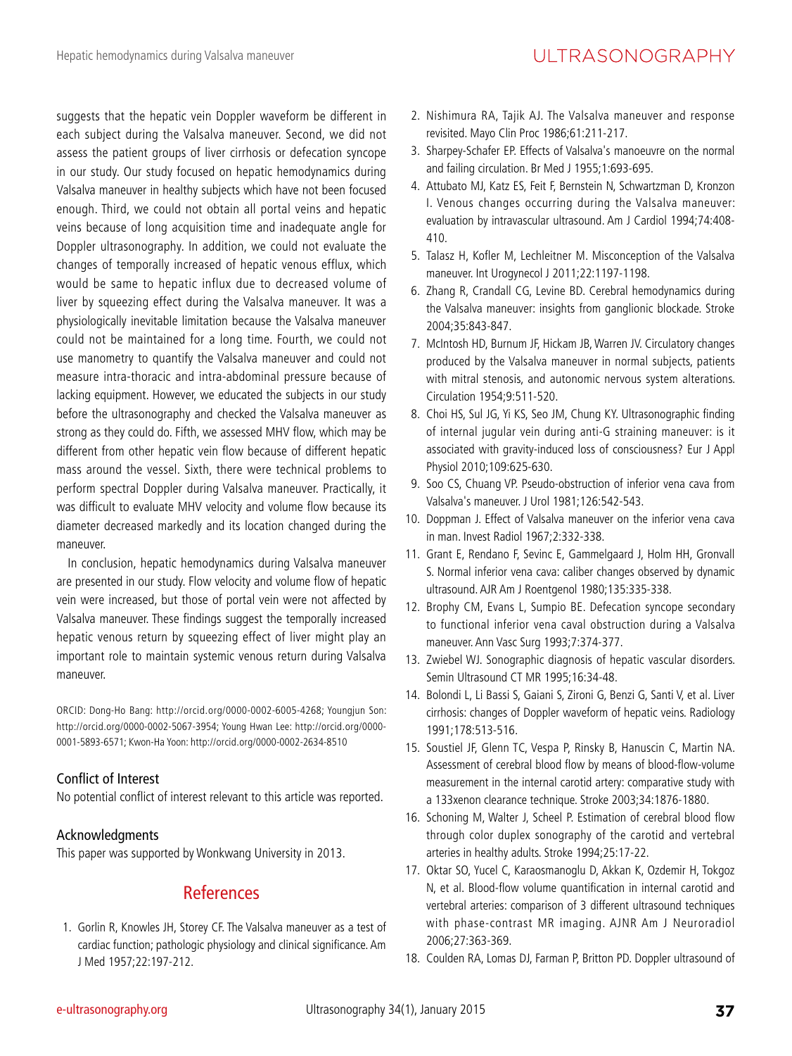suggests that the hepatic vein Doppler waveform be different in each subject during the Valsalva maneuver. Second, we did not assess the patient groups of liver cirrhosis or defecation syncope in our study. Our study focused on hepatic hemodynamics during Valsalva maneuver in healthy subjects which have not been focused enough. Third, we could not obtain all portal veins and hepatic veins because of long acquisition time and inadequate angle for Doppler ultrasonography. In addition, we could not evaluate the changes of temporally increased of hepatic venous efflux, which would be same to hepatic influx due to decreased volume of liver by squeezing effect during the Valsalva maneuver. It was a physiologically inevitable limitation because the Valsalva maneuver could not be maintained for a long time. Fourth, we could not use manometry to quantify the Valsalva maneuver and could not measure intra-thoracic and intra-abdominal pressure because of lacking equipment. However, we educated the subjects in our study before the ultrasonography and checked the Valsalva maneuver as strong as they could do. Fifth, we assessed MHV flow, which may be different from other hepatic vein flow because of different hepatic mass around the vessel. Sixth, there were technical problems to perform spectral Doppler during Valsalva maneuver. Practically, it was difficult to evaluate MHV velocity and volume flow because its diameter decreased markedly and its location changed during the maneuver.

In conclusion, hepatic hemodynamics during Valsalva maneuver are presented in our study. Flow velocity and volume flow of hepatic vein were increased, but those of portal vein were not affected by Valsalva maneuver. These findings suggest the temporally increased hepatic venous return by squeezing effect of liver might play an important role to maintain systemic venous return during Valsalva maneuver.

ORCID: Dong-Ho Bang: http://orcid.org/0000-0002-6005-4268; Youngjun Son: http://orcid.org/0000-0002-5067-3954; Young Hwan Lee: http://orcid.org/0000-0001-5893-6571; Kwon-Ha Yoon: http://orcid.org/0000-0002-2634-8510

### Conflict of Interest

No potential conflict of interest relevant to this article was reported.

### Acknowledgments

This paper was supported by Wonkwang University in 2013.

## References

1. Gorlin R, Knowles JH, Storey CF. The Valsalva maneuver as a test of cardiac function; pathologic physiology and clinical significance. Am J Med 1957;22:197-212.
2. Nishimura RA, Tajik AJ. The Valsalva maneuver and response revisited. Mayo Clin Proc 1986;61:211-217.
3. Sharpey-Schafer EP. Effects of Valsalva's manoeuvre on the normal and failing circulation. Br Med J 1955;1:693-695.
4. Attubato MJ, Katz ES, Feit F, Bernstein N, Schwartzman D, Kronzon I. Venous changes occurring during the Valsalva maneuver: evaluation by intravascular ultrasound. Am J Cardiol 1994;74:408-410.
5. Talasz H, Kofler M, Lechleitner M. Misconception of the Valsalva maneuver. Int Urogynecol J 2011;22:1197-1198.
6. Zhang R, Crandall CG, Levine BD. Cerebral hemodynamics during the Valsalva maneuver: insights from ganglionic blockade. Stroke 2004;35:843-847.
7. McIntosh HD, Burnum JF, Hickam JB, Warren JV. Circulatory changes produced by the Valsalva maneuver in normal subjects, patients with mitral stenosis, and autonomic nervous system alterations. Circulation 1954;9:511-520.
8. Choi HS, Sul JG, Yi KS, Seo JM, Chung KY. Ultrasonographic finding of internal jugular vein during anti-G straining maneuver: is it associated with gravity-induced loss of consciousness? Eur J Appl Physiol 2010;109:625-630.
9. Soo CS, Chuang VP. Pseudo-obstruction of inferior vena cava from Valsalva's maneuver. J Urol 1981;126:542-543.
10. Doppman J. Effect of Valsalva maneuver on the inferior vena cava in man. Invest Radiol 1967;2:332-338.
11. Grant E, Rendano F, Sevinc E, Gammelgaard J, Holm HH, Gronvall S. Normal inferior vena cava: caliber changes observed by dynamic ultrasound. AJR Am J Roentgenol 1980;135:335-338.
12. Brophy CM, Evans L, Sumpio BE. Defecation syncope secondary to functional inferior vena caval obstruction during a Valsalva maneuver. Ann Vasc Surg 1993;7:374-377.
13. Zwiebel WJ. Sonographic diagnosis of hepatic vascular disorders. Semin Ultrasound CT MR 1995;16:34-48.
14. Bolondi L, Li Bassi S, Gaiani S, Zironi G, Benzi G, Santi V, et al. Liver cirrhosis: changes of Doppler waveform of hepatic veins. Radiology 1991;178:513-516.
15. Soustiel JF, Glenn TC, Vespa P, Rinsky B, Hanuscin C, Martin NA. Assessment of cerebral blood flow by means of blood-flow-volume measurement in the internal carotid artery: comparative study with a 133xenon clearance technique. Stroke 2003;34:1876-1880.
16. Schoning M, Walter J, Scheel P. Estimation of cerebral blood flow through color duplex sonography of the carotid and vertebral arteries in healthy adults. Stroke 1994;25:17-22.
17. Oktar SO, Yucel C, Karaosmanoglu D, Akkan K, Ozdemir H, Tokgoz N, et al. Blood-flow volume quantification in internal carotid and vertebral arteries: comparison of 3 different ultrasound techniques with phase-contrast MR imaging. AJNR Am J Neuroradiol 2006;27:363-369.
18. Coulden RA, Lomas DJ, Farman P, Britton PD. Doppler ultrasound of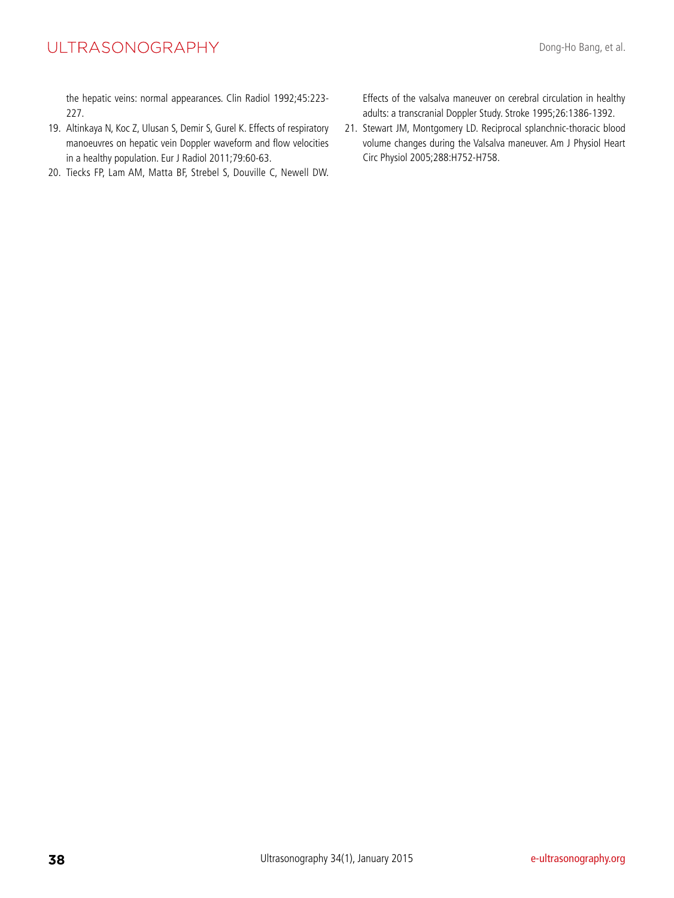the hepatic veins: normal appearances. Clin Radiol 1992;45:223-227.

19. Altinkaya N, Koc Z, Ulusan S, Demir S, Gurel K. Effects of respiratory manoeuvres on hepatic vein Doppler waveform and flow velocities in a healthy population. Eur J Radiol 2011;79:60-63.
20. Tiecks FP, Lam AM, Matta BF, Strebel S, Douville C, Newell DW. Effects of the valsalva maneuver on cerebral circulation in healthy adults: a transcranial Doppler Study. Stroke 1995;26:1386-1392.
21. Stewart JM, Montgomery LD. Reciprocal splanchnic-thoracic blood volume changes during the Valsalva maneuver. Am J Physiol Heart Circ Physiol 2005;288:H752-H758.